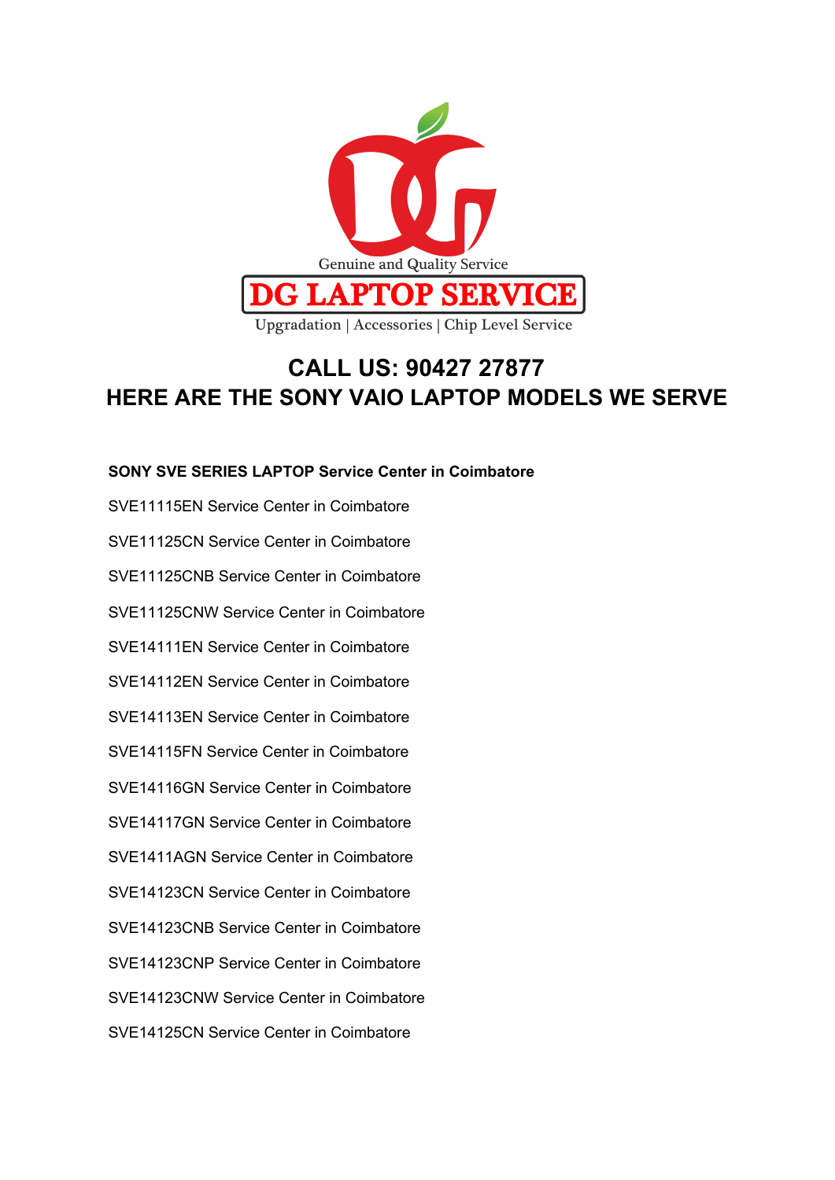Genuine and Quality Service

**DG LAPTOP SERVICE**

Upgradation | Accessories | Chip Level Service

# CALL US: 90427 27877
# HERE ARE THE SONY VAIO LAPTOP MODELS WE SERVE

**SONY SVE SERIES LAPTOP Service Center in Coimbatore**

SVE11115EN Service Center in Coimbatore

SVE11125CN Service Center in Coimbatore

SVE11125CNB Service Center in Coimbatore

SVE11125CNW Service Center in Coimbatore

SVE14111EN Service Center in Coimbatore

SVE14112EN Service Center in Coimbatore

SVE14113EN Service Center in Coimbatore

SVE14115FN Service Center in Coimbatore

SVE14116GN Service Center in Coimbatore

SVE14117GN Service Center in Coimbatore

SVE1411AGN Service Center in Coimbatore

SVE14123CN Service Center in Coimbatore

SVE14123CNB Service Center in Coimbatore

SVE14123CNP Service Center in Coimbatore

SVE14123CNW Service Center in Coimbatore

SVE14125CN Service Center in Coimbatore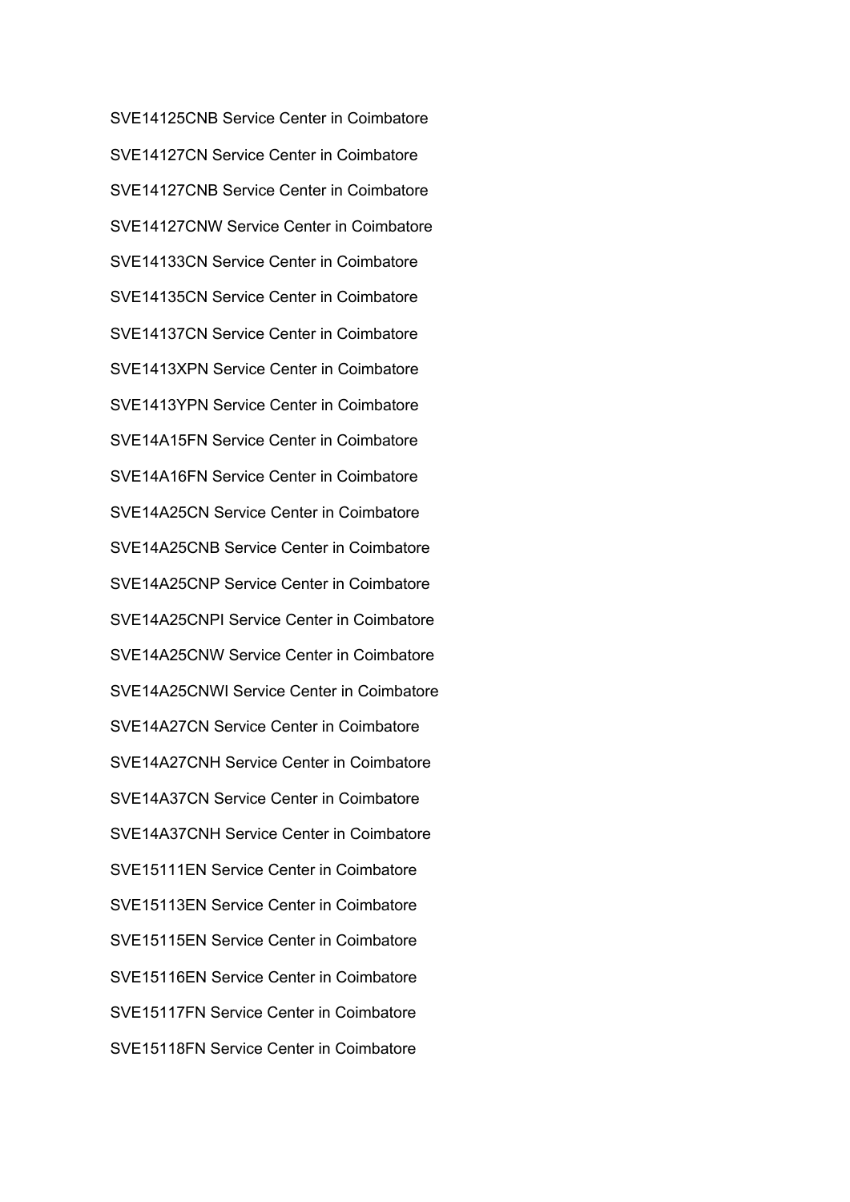SVE14125CNB Service Center in Coimbatore

SVE14127CN Service Center in Coimbatore

SVE14127CNB Service Center in Coimbatore

SVE14127CNW Service Center in Coimbatore

SVE14133CN Service Center in Coimbatore

SVE14135CN Service Center in Coimbatore

SVE14137CN Service Center in Coimbatore

SVE1413XPN Service Center in Coimbatore

SVE1413YPN Service Center in Coimbatore

SVE14A15FN Service Center in Coimbatore

SVE14A16FN Service Center in Coimbatore

SVE14A25CN Service Center in Coimbatore

SVE14A25CNB Service Center in Coimbatore

SVE14A25CNP Service Center in Coimbatore

SVE14A25CNPI Service Center in Coimbatore

SVE14A25CNW Service Center in Coimbatore

SVE14A25CNWI Service Center in Coimbatore

SVE14A27CN Service Center in Coimbatore

SVE14A27CNH Service Center in Coimbatore

SVE14A37CN Service Center in Coimbatore

SVE14A37CNH Service Center in Coimbatore

SVE15111EN Service Center in Coimbatore

SVE15113EN Service Center in Coimbatore

SVE15115EN Service Center in Coimbatore

SVE15116EN Service Center in Coimbatore

SVE15117FN Service Center in Coimbatore

SVE15118FN Service Center in Coimbatore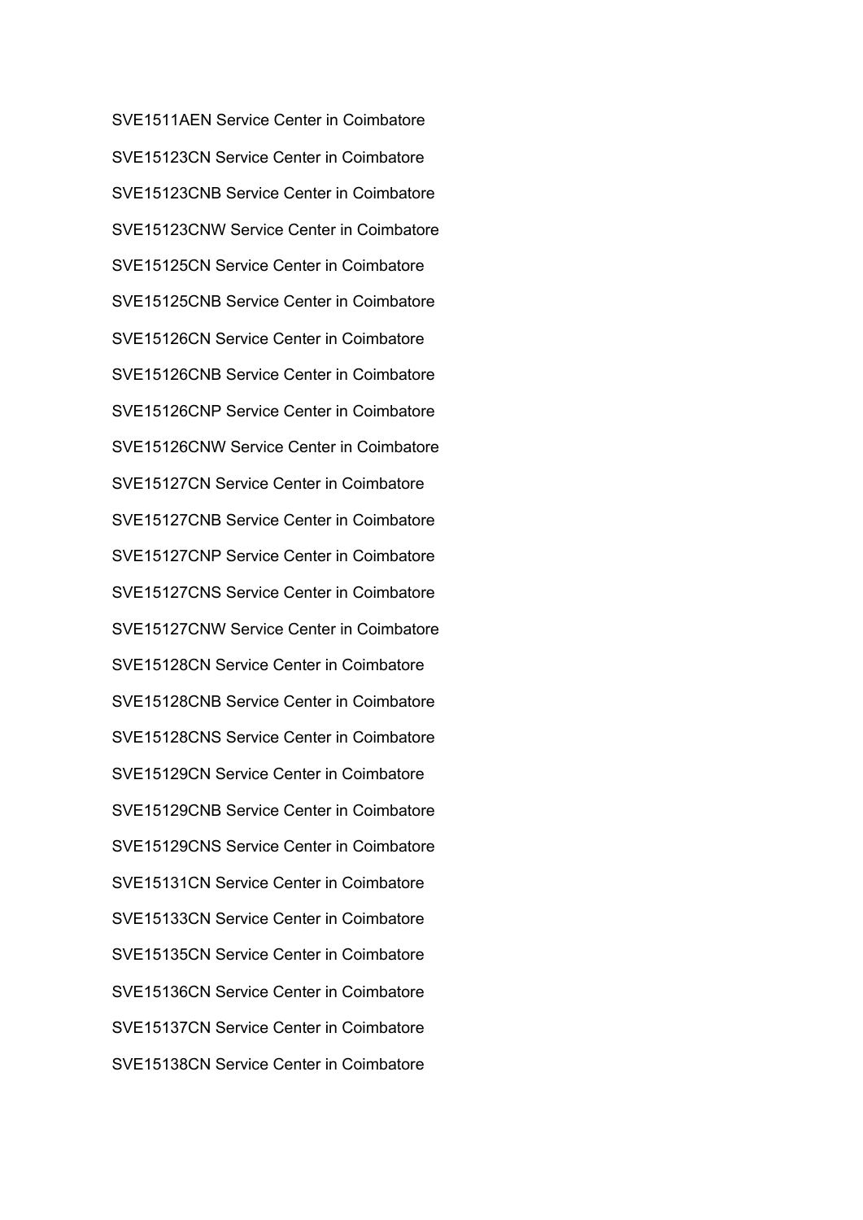SVE1511AEN Service Center in Coimbatore

SVE15123CN Service Center in Coimbatore

SVE15123CNB Service Center in Coimbatore

SVE15123CNW Service Center in Coimbatore

SVE15125CN Service Center in Coimbatore

SVE15125CNB Service Center in Coimbatore

SVE15126CN Service Center in Coimbatore

SVE15126CNB Service Center in Coimbatore

SVE15126CNP Service Center in Coimbatore

SVE15126CNW Service Center in Coimbatore

SVE15127CN Service Center in Coimbatore

SVE15127CNB Service Center in Coimbatore

SVE15127CNP Service Center in Coimbatore

SVE15127CNS Service Center in Coimbatore

SVE15127CNW Service Center in Coimbatore

SVE15128CN Service Center in Coimbatore

SVE15128CNB Service Center in Coimbatore

SVE15128CNS Service Center in Coimbatore

SVE15129CN Service Center in Coimbatore

SVE15129CNB Service Center in Coimbatore

SVE15129CNS Service Center in Coimbatore

SVE15131CN Service Center in Coimbatore

SVE15133CN Service Center in Coimbatore

SVE15135CN Service Center in Coimbatore

SVE15136CN Service Center in Coimbatore

SVE15137CN Service Center in Coimbatore

SVE15138CN Service Center in Coimbatore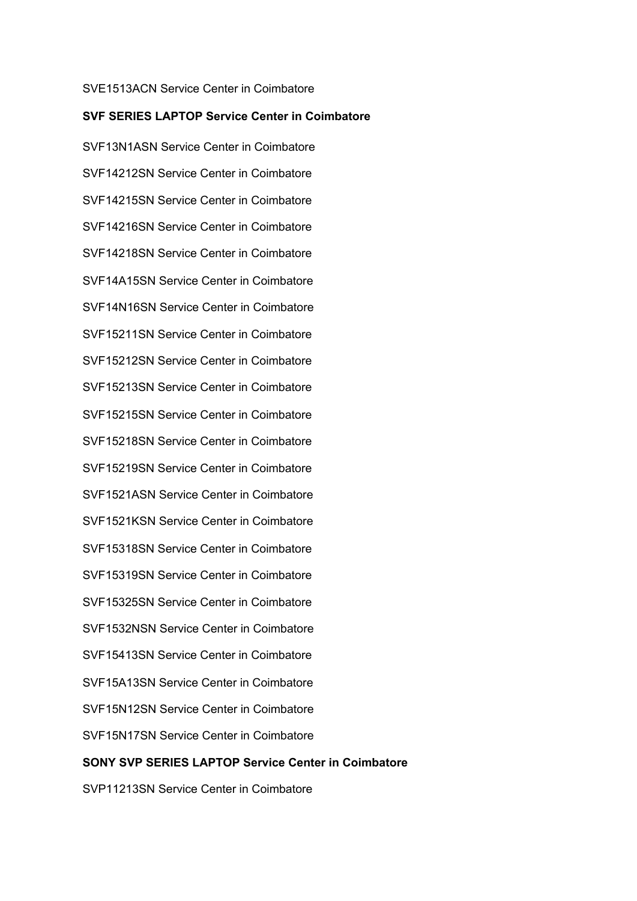SVE1513ACN Service Center in Coimbatore

**SVF SERIES LAPTOP Service Center in Coimbatore**

SVF13N1ASN Service Center in Coimbatore

SVF14212SN Service Center in Coimbatore

SVF14215SN Service Center in Coimbatore

SVF14216SN Service Center in Coimbatore

SVF14218SN Service Center in Coimbatore

SVF14A15SN Service Center in Coimbatore

SVF14N16SN Service Center in Coimbatore

SVF15211SN Service Center in Coimbatore

SVF15212SN Service Center in Coimbatore

SVF15213SN Service Center in Coimbatore

SVF15215SN Service Center in Coimbatore

SVF15218SN Service Center in Coimbatore

SVF15219SN Service Center in Coimbatore

SVF1521ASN Service Center in Coimbatore

SVF1521KSN Service Center in Coimbatore

SVF15318SN Service Center in Coimbatore

SVF15319SN Service Center in Coimbatore

SVF15325SN Service Center in Coimbatore

SVF1532NSN Service Center in Coimbatore

SVF15413SN Service Center in Coimbatore

SVF15A13SN Service Center in Coimbatore

SVF15N12SN Service Center in Coimbatore

SVF15N17SN Service Center in Coimbatore

**SONY SVP SERIES LAPTOP Service Center in Coimbatore**

SVP11213SN Service Center in Coimbatore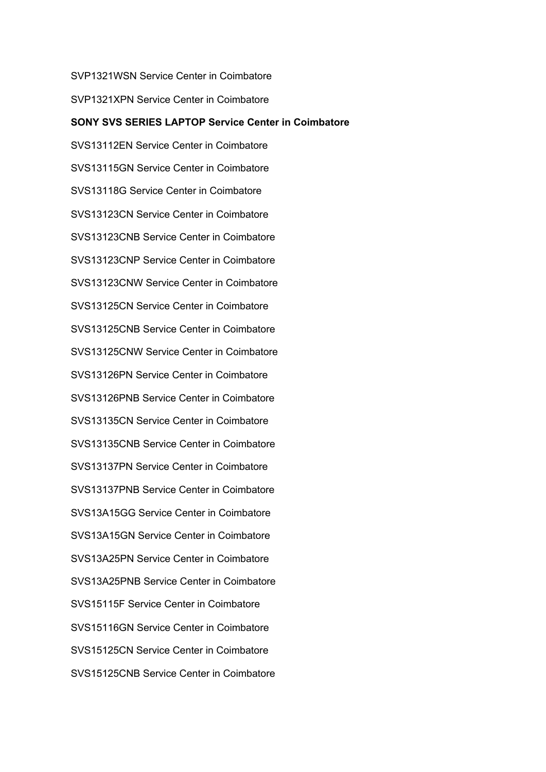SVP1321WSN Service Center in Coimbatore

SVP1321XPN Service Center in Coimbatore

**SONY SVS SERIES LAPTOP Service Center in Coimbatore**

SVS13112EN Service Center in Coimbatore

SVS13115GN Service Center in Coimbatore

SVS13118G Service Center in Coimbatore

SVS13123CN Service Center in Coimbatore

SVS13123CNB Service Center in Coimbatore

SVS13123CNP Service Center in Coimbatore

SVS13123CNW Service Center in Coimbatore

SVS13125CN Service Center in Coimbatore

SVS13125CNB Service Center in Coimbatore

SVS13125CNW Service Center in Coimbatore

SVS13126PN Service Center in Coimbatore

SVS13126PNB Service Center in Coimbatore

SVS13135CN Service Center in Coimbatore

SVS13135CNB Service Center in Coimbatore

SVS13137PN Service Center in Coimbatore

SVS13137PNB Service Center in Coimbatore

SVS13A15GG Service Center in Coimbatore

SVS13A15GN Service Center in Coimbatore

SVS13A25PN Service Center in Coimbatore

SVS13A25PNB Service Center in Coimbatore

SVS15115F Service Center in Coimbatore

SVS15116GN Service Center in Coimbatore

SVS15125CN Service Center in Coimbatore

SVS15125CNB Service Center in Coimbatore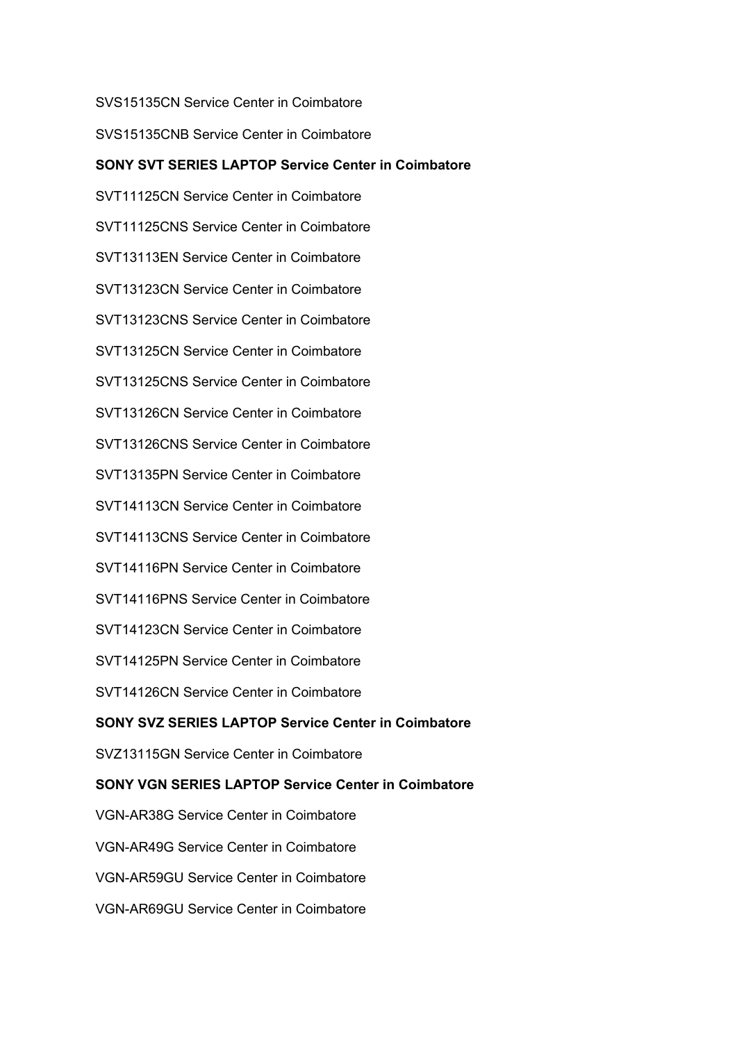SVS15135CN Service Center in Coimbatore

SVS15135CNB Service Center in Coimbatore

**SONY SVT SERIES LAPTOP Service Center in Coimbatore**

SVT11125CN Service Center in Coimbatore

SVT11125CNS Service Center in Coimbatore

SVT13113EN Service Center in Coimbatore

SVT13123CN Service Center in Coimbatore

SVT13123CNS Service Center in Coimbatore

SVT13125CN Service Center in Coimbatore

SVT13125CNS Service Center in Coimbatore

SVT13126CN Service Center in Coimbatore

SVT13126CNS Service Center in Coimbatore

SVT13135PN Service Center in Coimbatore

SVT14113CN Service Center in Coimbatore

SVT14113CNS Service Center in Coimbatore

SVT14116PN Service Center in Coimbatore

SVT14116PNS Service Center in Coimbatore

SVT14123CN Service Center in Coimbatore

SVT14125PN Service Center in Coimbatore

SVT14126CN Service Center in Coimbatore

**SONY SVZ SERIES LAPTOP Service Center in Coimbatore**

SVZ13115GN Service Center in Coimbatore

**SONY VGN SERIES LAPTOP Service Center in Coimbatore**

VGN-AR38G Service Center in Coimbatore

VGN-AR49G Service Center in Coimbatore

VGN-AR59GU Service Center in Coimbatore

VGN-AR69GU Service Center in Coimbatore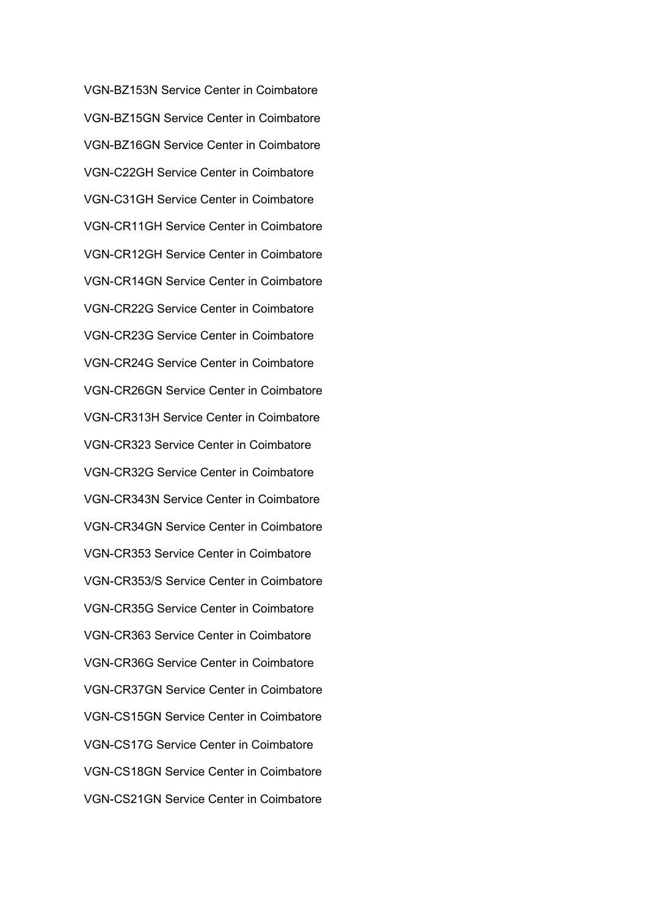VGN-BZ153N Service Center in Coimbatore

VGN-BZ15GN Service Center in Coimbatore

VGN-BZ16GN Service Center in Coimbatore

VGN-C22GH Service Center in Coimbatore

VGN-C31GH Service Center in Coimbatore

VGN-CR11GH Service Center in Coimbatore

VGN-CR12GH Service Center in Coimbatore

VGN-CR14GN Service Center in Coimbatore

VGN-CR22G Service Center in Coimbatore

VGN-CR23G Service Center in Coimbatore

VGN-CR24G Service Center in Coimbatore

VGN-CR26GN Service Center in Coimbatore

VGN-CR313H Service Center in Coimbatore

VGN-CR323 Service Center in Coimbatore

VGN-CR32G Service Center in Coimbatore

VGN-CR343N Service Center in Coimbatore

VGN-CR34GN Service Center in Coimbatore

VGN-CR353 Service Center in Coimbatore

VGN-CR353/S Service Center in Coimbatore

VGN-CR35G Service Center in Coimbatore

VGN-CR363 Service Center in Coimbatore

VGN-CR36G Service Center in Coimbatore

VGN-CR37GN Service Center in Coimbatore

VGN-CS15GN Service Center in Coimbatore

VGN-CS17G Service Center in Coimbatore

VGN-CS18GN Service Center in Coimbatore

VGN-CS21GN Service Center in Coimbatore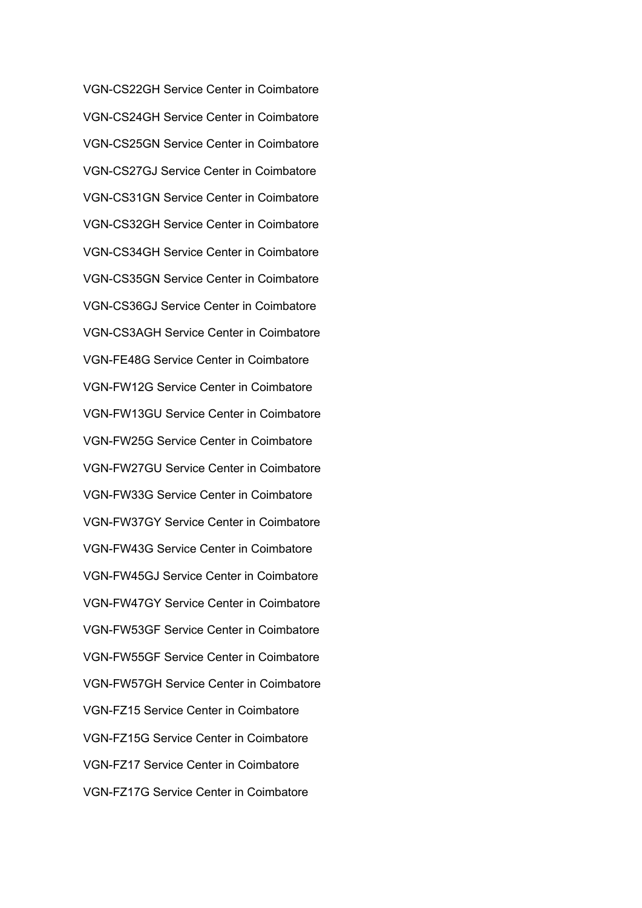VGN-CS22GH Service Center in Coimbatore

VGN-CS24GH Service Center in Coimbatore

VGN-CS25GN Service Center in Coimbatore

VGN-CS27GJ Service Center in Coimbatore

VGN-CS31GN Service Center in Coimbatore

VGN-CS32GH Service Center in Coimbatore

VGN-CS34GH Service Center in Coimbatore

VGN-CS35GN Service Center in Coimbatore

VGN-CS36GJ Service Center in Coimbatore

VGN-CS3AGH Service Center in Coimbatore

VGN-FE48G Service Center in Coimbatore

VGN-FW12G Service Center in Coimbatore

VGN-FW13GU Service Center in Coimbatore

VGN-FW25G Service Center in Coimbatore

VGN-FW27GU Service Center in Coimbatore

VGN-FW33G Service Center in Coimbatore

VGN-FW37GY Service Center in Coimbatore

VGN-FW43G Service Center in Coimbatore

VGN-FW45GJ Service Center in Coimbatore

VGN-FW47GY Service Center in Coimbatore

VGN-FW53GF Service Center in Coimbatore

VGN-FW55GF Service Center in Coimbatore

VGN-FW57GH Service Center in Coimbatore

VGN-FZ15 Service Center in Coimbatore

VGN-FZ15G Service Center in Coimbatore

VGN-FZ17 Service Center in Coimbatore

VGN-FZ17G Service Center in Coimbatore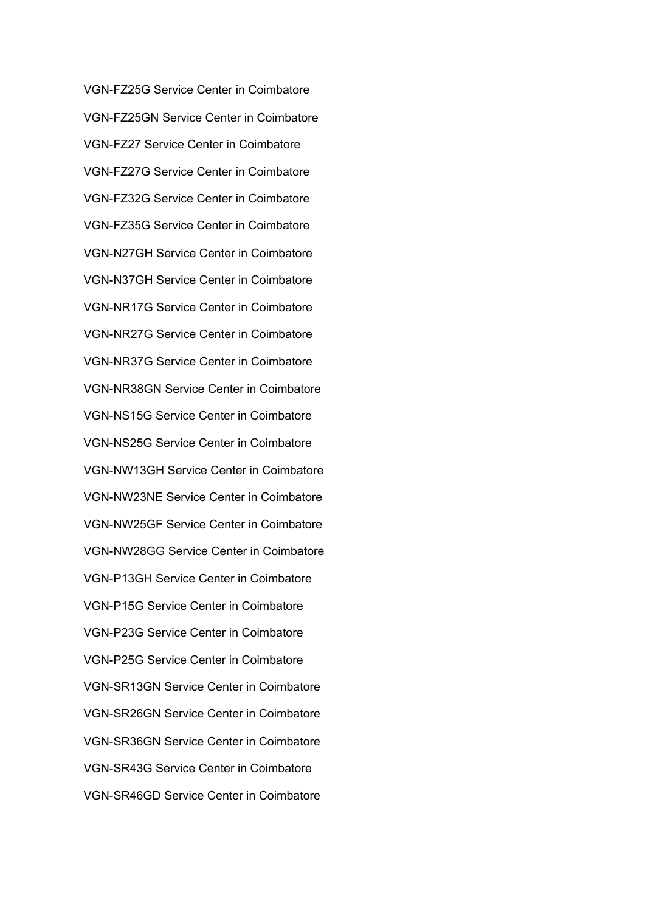VGN-FZ25G Service Center in Coimbatore

VGN-FZ25GN Service Center in Coimbatore

VGN-FZ27 Service Center in Coimbatore

VGN-FZ27G Service Center in Coimbatore

VGN-FZ32G Service Center in Coimbatore

VGN-FZ35G Service Center in Coimbatore

VGN-N27GH Service Center in Coimbatore

VGN-N37GH Service Center in Coimbatore

VGN-NR17G Service Center in Coimbatore

VGN-NR27G Service Center in Coimbatore

VGN-NR37G Service Center in Coimbatore

VGN-NR38GN Service Center in Coimbatore

VGN-NS15G Service Center in Coimbatore

VGN-NS25G Service Center in Coimbatore

VGN-NW13GH Service Center in Coimbatore

VGN-NW23NE Service Center in Coimbatore

VGN-NW25GF Service Center in Coimbatore

VGN-NW28GG Service Center in Coimbatore

VGN-P13GH Service Center in Coimbatore

VGN-P15G Service Center in Coimbatore

VGN-P23G Service Center in Coimbatore

VGN-P25G Service Center in Coimbatore

VGN-SR13GN Service Center in Coimbatore

VGN-SR26GN Service Center in Coimbatore

VGN-SR36GN Service Center in Coimbatore

VGN-SR43G Service Center in Coimbatore

VGN-SR46GD Service Center in Coimbatore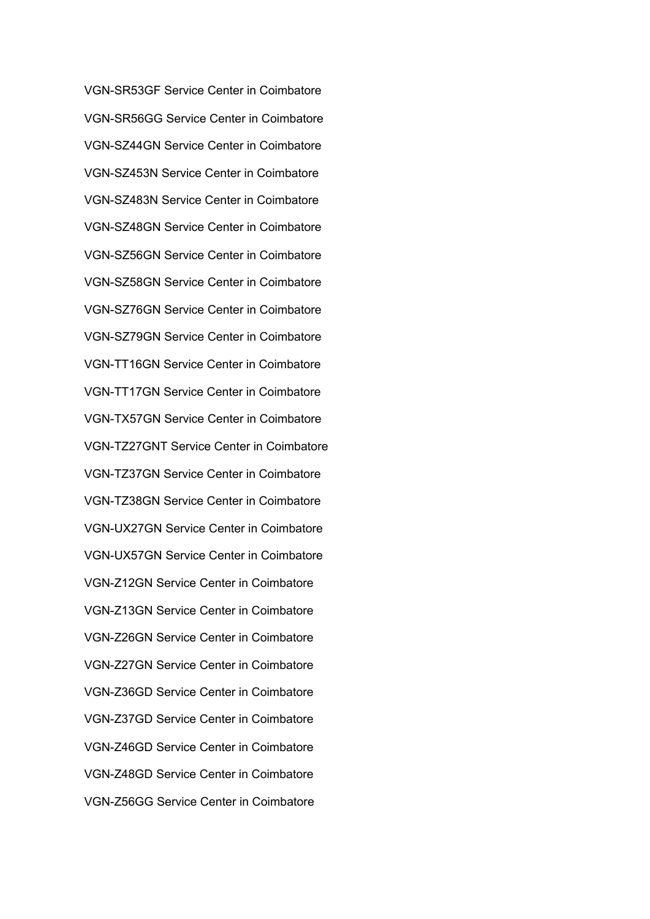VGN-SR53GF Service Center in Coimbatore

VGN-SR56GG Service Center in Coimbatore

VGN-SZ44GN Service Center in Coimbatore

VGN-SZ453N Service Center in Coimbatore

VGN-SZ483N Service Center in Coimbatore

VGN-SZ48GN Service Center in Coimbatore

VGN-SZ56GN Service Center in Coimbatore

VGN-SZ58GN Service Center in Coimbatore

VGN-SZ76GN Service Center in Coimbatore

VGN-SZ79GN Service Center in Coimbatore

VGN-TT16GN Service Center in Coimbatore

VGN-TT17GN Service Center in Coimbatore

VGN-TX57GN Service Center in Coimbatore

VGN-TZ27GNT Service Center in Coimbatore

VGN-TZ37GN Service Center in Coimbatore

VGN-TZ38GN Service Center in Coimbatore

VGN-UX27GN Service Center in Coimbatore

VGN-UX57GN Service Center in Coimbatore

VGN-Z12GN Service Center in Coimbatore

VGN-Z13GN Service Center in Coimbatore

VGN-Z26GN Service Center in Coimbatore

VGN-Z27GN Service Center in Coimbatore

VGN-Z36GD Service Center in Coimbatore

VGN-Z37GD Service Center in Coimbatore

VGN-Z46GD Service Center in Coimbatore

VGN-Z48GD Service Center in Coimbatore

VGN-Z56GG Service Center in Coimbatore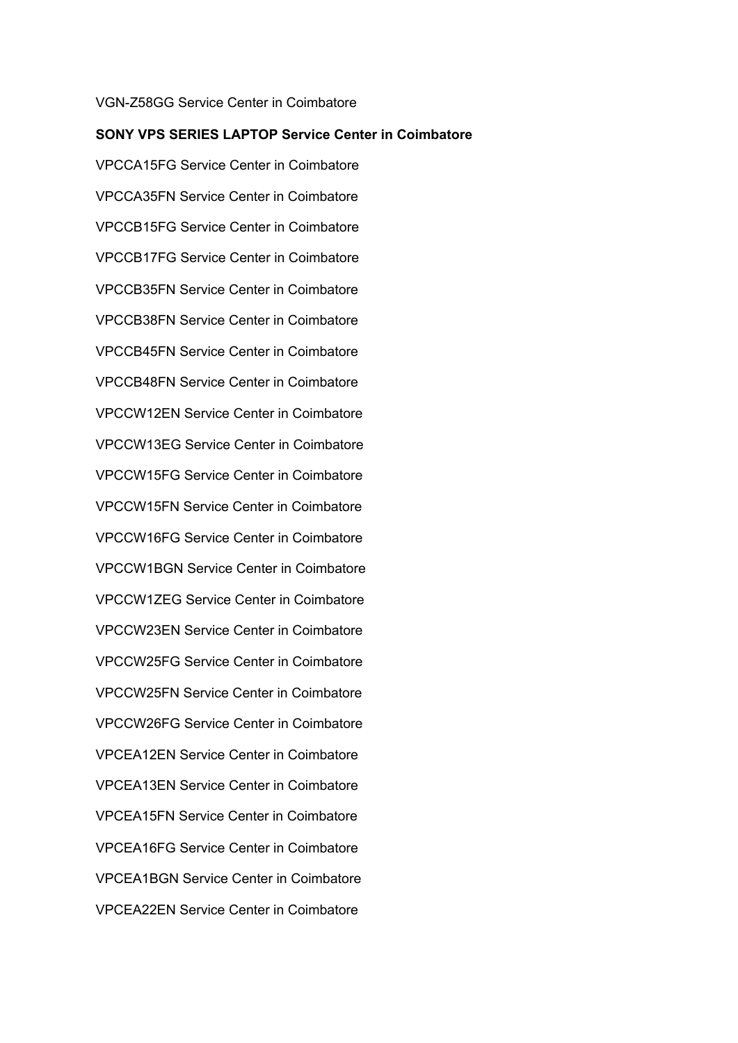VGN-Z58GG Service Center in Coimbatore

**SONY VPS SERIES LAPTOP Service Center in Coimbatore**

VPCCA15FG Service Center in Coimbatore

VPCCA35FN Service Center in Coimbatore

VPCCB15FG Service Center in Coimbatore

VPCCB17FG Service Center in Coimbatore

VPCCB35FN Service Center in Coimbatore

VPCCB38FN Service Center in Coimbatore

VPCCB45FN Service Center in Coimbatore

VPCCB48FN Service Center in Coimbatore

VPCCW12EN Service Center in Coimbatore

VPCCW13EG Service Center in Coimbatore

VPCCW15FG Service Center in Coimbatore

VPCCW15FN Service Center in Coimbatore

VPCCW16FG Service Center in Coimbatore

VPCCW1BGN Service Center in Coimbatore

VPCCW1ZEG Service Center in Coimbatore

VPCCW23EN Service Center in Coimbatore

VPCCW25FG Service Center in Coimbatore

VPCCW25FN Service Center in Coimbatore

VPCCW26FG Service Center in Coimbatore

VPCEA12EN Service Center in Coimbatore

VPCEA13EN Service Center in Coimbatore

VPCEA15FN Service Center in Coimbatore

VPCEA16FG Service Center in Coimbatore

VPCEA1BGN Service Center in Coimbatore

VPCEA22EN Service Center in Coimbatore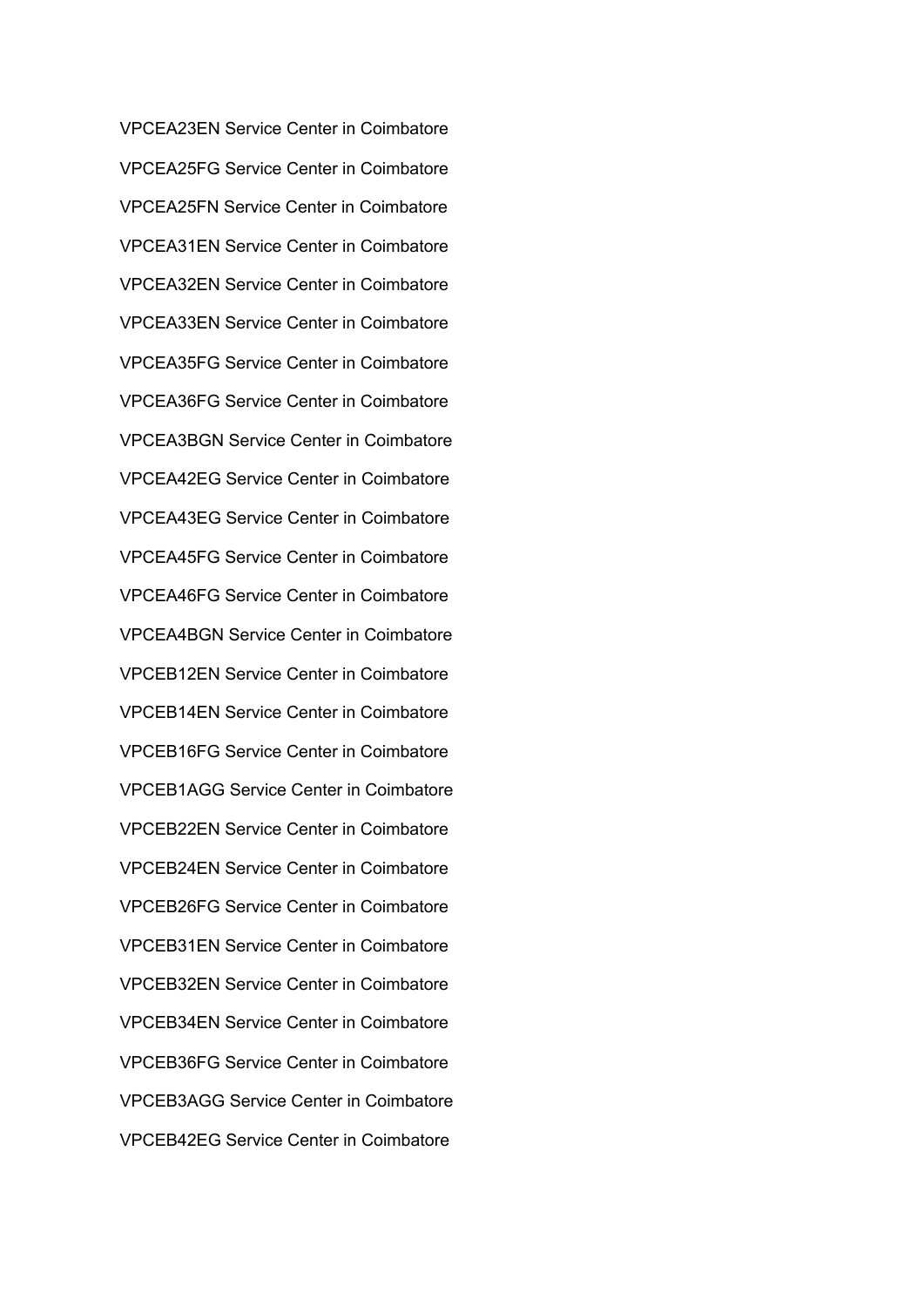VPCEA23EN Service Center in Coimbatore

VPCEA25FG Service Center in Coimbatore

VPCEA25FN Service Center in Coimbatore

VPCEA31EN Service Center in Coimbatore

VPCEA32EN Service Center in Coimbatore

VPCEA33EN Service Center in Coimbatore

VPCEA35FG Service Center in Coimbatore

VPCEA36FG Service Center in Coimbatore

VPCEA3BGN Service Center in Coimbatore

VPCEA42EG Service Center in Coimbatore

VPCEA43EG Service Center in Coimbatore

VPCEA45FG Service Center in Coimbatore

VPCEA46FG Service Center in Coimbatore

VPCEA4BGN Service Center in Coimbatore

VPCEB12EN Service Center in Coimbatore

VPCEB14EN Service Center in Coimbatore

VPCEB16FG Service Center in Coimbatore

VPCEB1AGG Service Center in Coimbatore

VPCEB22EN Service Center in Coimbatore

VPCEB24EN Service Center in Coimbatore

VPCEB26FG Service Center in Coimbatore

VPCEB31EN Service Center in Coimbatore

VPCEB32EN Service Center in Coimbatore

VPCEB34EN Service Center in Coimbatore

VPCEB36FG Service Center in Coimbatore

VPCEB3AGG Service Center in Coimbatore

VPCEB42EG Service Center in Coimbatore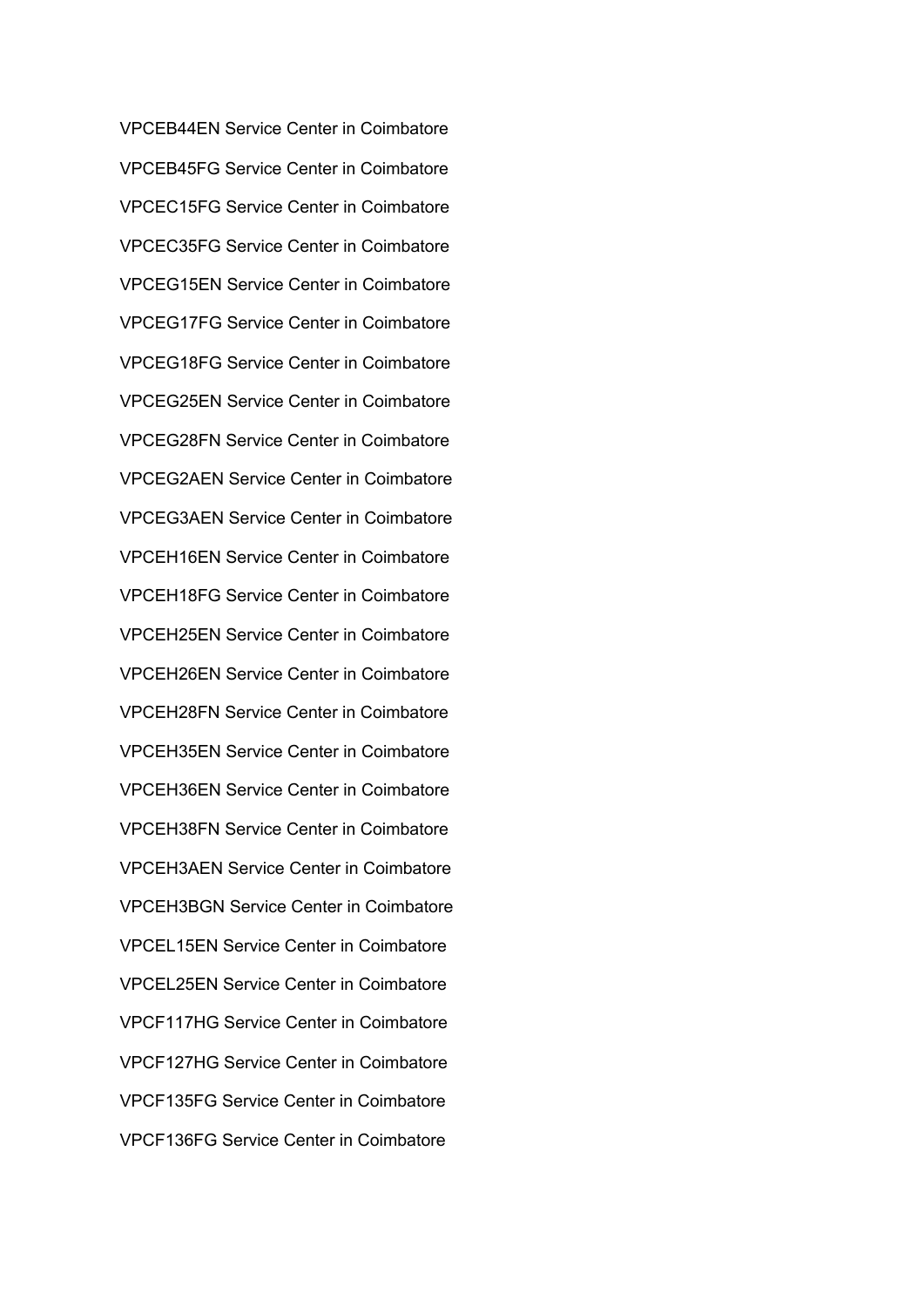VPCEB44EN Service Center in Coimbatore

VPCEB45FG Service Center in Coimbatore

VPCEC15FG Service Center in Coimbatore

VPCEC35FG Service Center in Coimbatore

VPCEG15EN Service Center in Coimbatore

VPCEG17FG Service Center in Coimbatore

VPCEG18FG Service Center in Coimbatore

VPCEG25EN Service Center in Coimbatore

VPCEG28FN Service Center in Coimbatore

VPCEG2AEN Service Center in Coimbatore

VPCEG3AEN Service Center in Coimbatore

VPCEH16EN Service Center in Coimbatore

VPCEH18FG Service Center in Coimbatore

VPCEH25EN Service Center in Coimbatore

VPCEH26EN Service Center in Coimbatore

VPCEH28FN Service Center in Coimbatore

VPCEH35EN Service Center in Coimbatore

VPCEH36EN Service Center in Coimbatore

VPCEH38FN Service Center in Coimbatore

VPCEH3AEN Service Center in Coimbatore

VPCEH3BGN Service Center in Coimbatore

VPCEL15EN Service Center in Coimbatore

VPCEL25EN Service Center in Coimbatore

VPCF117HG Service Center in Coimbatore

VPCF127HG Service Center in Coimbatore

VPCF135FG Service Center in Coimbatore

VPCF136FG Service Center in Coimbatore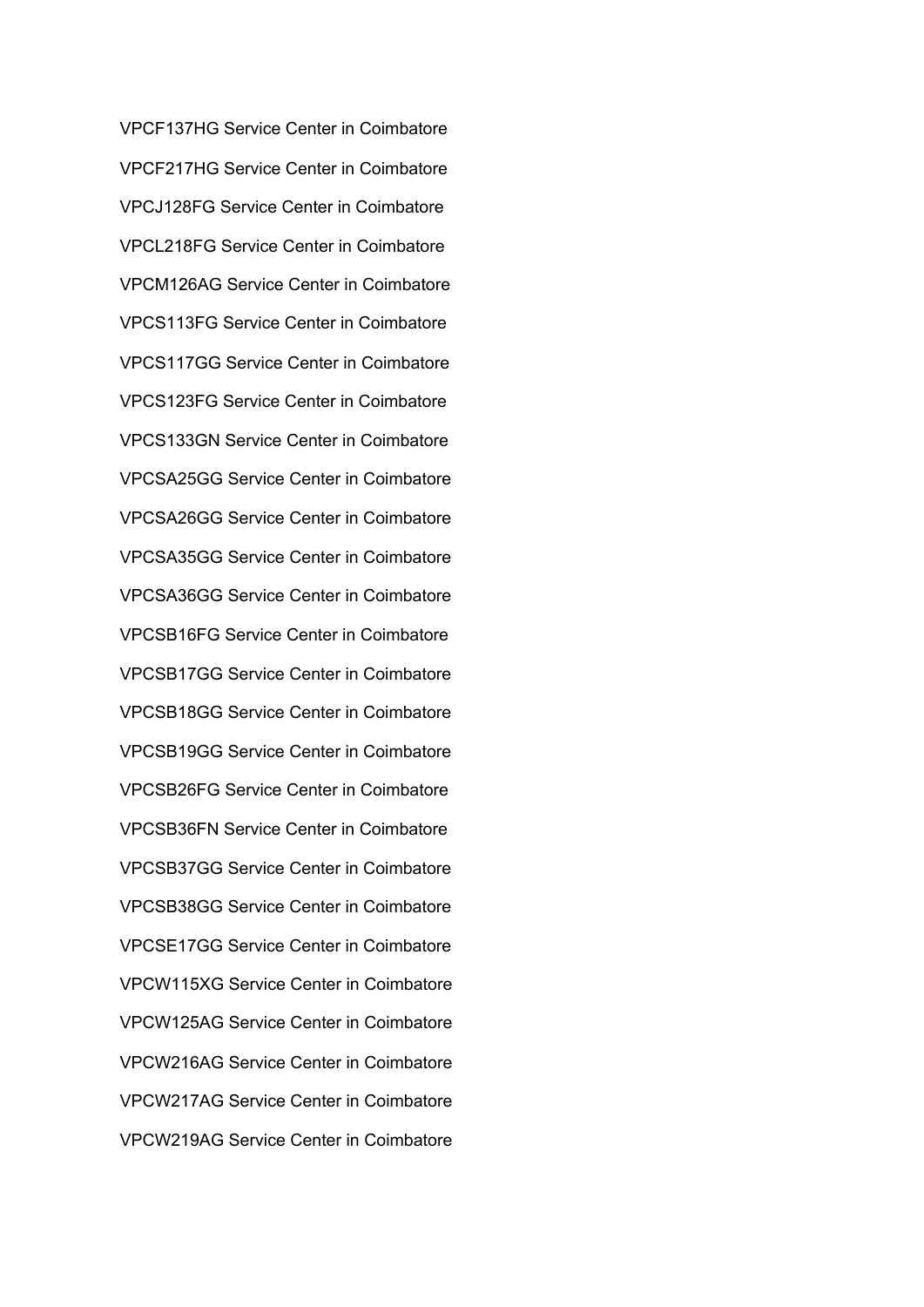VPCF137HG Service Center in Coimbatore

VPCF217HG Service Center in Coimbatore

VPCJ128FG Service Center in Coimbatore

VPCL218FG Service Center in Coimbatore

VPCM126AG Service Center in Coimbatore

VPCS113FG Service Center in Coimbatore

VPCS117GG Service Center in Coimbatore

VPCS123FG Service Center in Coimbatore

VPCS133GN Service Center in Coimbatore

VPCSA25GG Service Center in Coimbatore

VPCSA26GG Service Center in Coimbatore

VPCSA35GG Service Center in Coimbatore

VPCSA36GG Service Center in Coimbatore

VPCSB16FG Service Center in Coimbatore

VPCSB17GG Service Center in Coimbatore

VPCSB18GG Service Center in Coimbatore

VPCSB19GG Service Center in Coimbatore

VPCSB26FG Service Center in Coimbatore

VPCSB36FN Service Center in Coimbatore

VPCSB37GG Service Center in Coimbatore

VPCSB38GG Service Center in Coimbatore

VPCSE17GG Service Center in Coimbatore

VPCW115XG Service Center in Coimbatore

VPCW125AG Service Center in Coimbatore

VPCW216AG Service Center in Coimbatore

VPCW217AG Service Center in Coimbatore

VPCW219AG Service Center in Coimbatore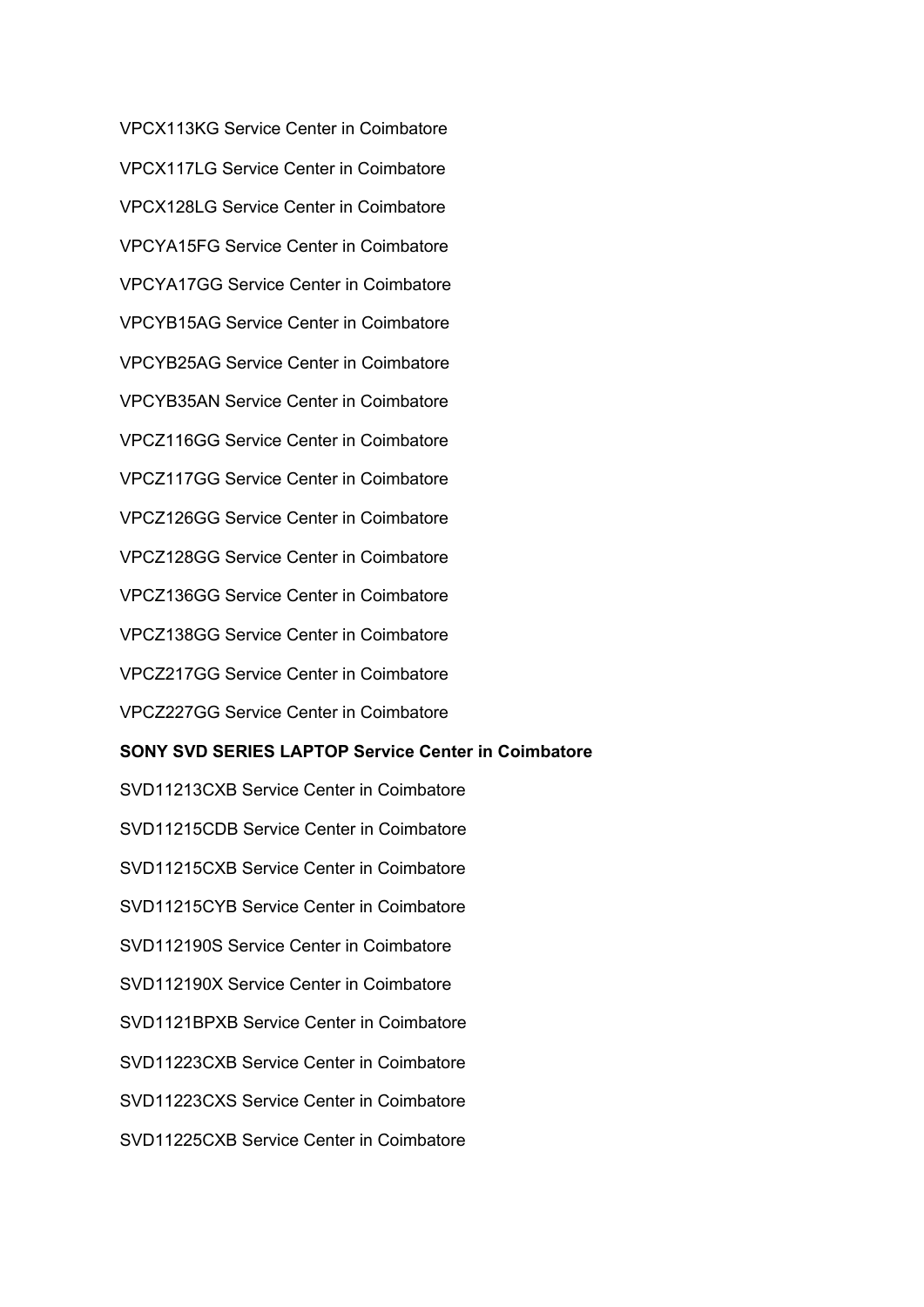VPCX113KG Service Center in Coimbatore

VPCX117LG Service Center in Coimbatore

VPCX128LG Service Center in Coimbatore

VPCYA15FG Service Center in Coimbatore

VPCYA17GG Service Center in Coimbatore

VPCYB15AG Service Center in Coimbatore

VPCYB25AG Service Center in Coimbatore

VPCYB35AN Service Center in Coimbatore

VPCZ116GG Service Center in Coimbatore

VPCZ117GG Service Center in Coimbatore

VPCZ126GG Service Center in Coimbatore

VPCZ128GG Service Center in Coimbatore

VPCZ136GG Service Center in Coimbatore

VPCZ138GG Service Center in Coimbatore

VPCZ217GG Service Center in Coimbatore

VPCZ227GG Service Center in Coimbatore

**SONY SVD SERIES LAPTOP Service Center in Coimbatore**

SVD11213CXB Service Center in Coimbatore

SVD11215CDB Service Center in Coimbatore

SVD11215CXB Service Center in Coimbatore

SVD11215CYB Service Center in Coimbatore

SVD112190S Service Center in Coimbatore

SVD112190X Service Center in Coimbatore

SVD1121BPXB Service Center in Coimbatore

SVD11223CXB Service Center in Coimbatore

SVD11223CXS Service Center in Coimbatore

SVD11225CXB Service Center in Coimbatore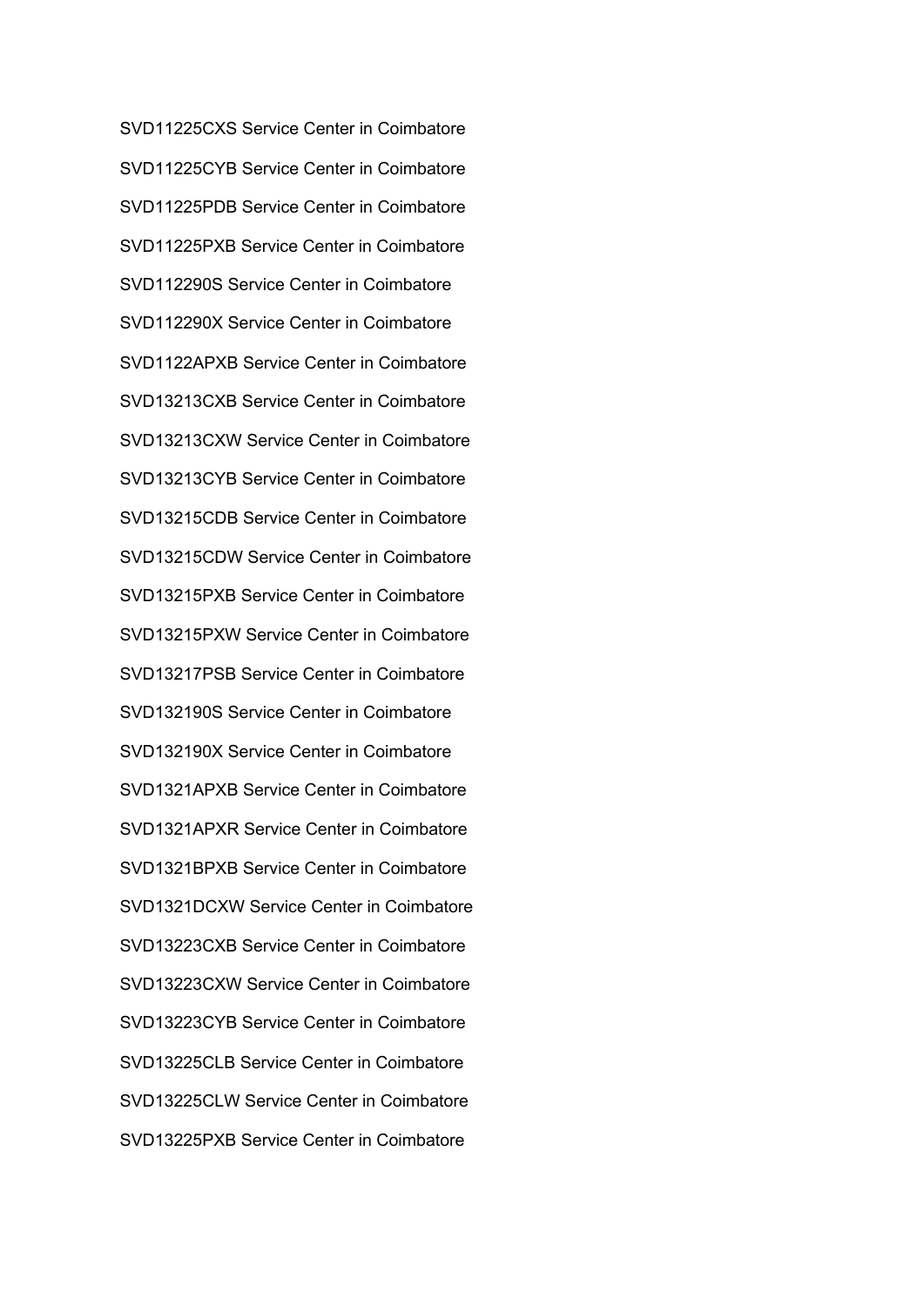SVD11225CXS Service Center in Coimbatore

SVD11225CYB Service Center in Coimbatore

SVD11225PDB Service Center in Coimbatore

SVD11225PXB Service Center in Coimbatore

SVD112290S Service Center in Coimbatore

SVD112290X Service Center in Coimbatore

SVD1122APXB Service Center in Coimbatore

SVD13213CXB Service Center in Coimbatore

SVD13213CXW Service Center in Coimbatore

SVD13213CYB Service Center in Coimbatore

SVD13215CDB Service Center in Coimbatore

SVD13215CDW Service Center in Coimbatore

SVD13215PXB Service Center in Coimbatore

SVD13215PXW Service Center in Coimbatore

SVD13217PSB Service Center in Coimbatore

SVD132190S Service Center in Coimbatore

SVD132190X Service Center in Coimbatore

SVD1321APXB Service Center in Coimbatore

SVD1321APXR Service Center in Coimbatore

SVD1321BPXB Service Center in Coimbatore

SVD1321DCXW Service Center in Coimbatore

SVD13223CXB Service Center in Coimbatore

SVD13223CXW Service Center in Coimbatore

SVD13223CYB Service Center in Coimbatore

SVD13225CLB Service Center in Coimbatore

SVD13225CLW Service Center in Coimbatore

SVD13225PXB Service Center in Coimbatore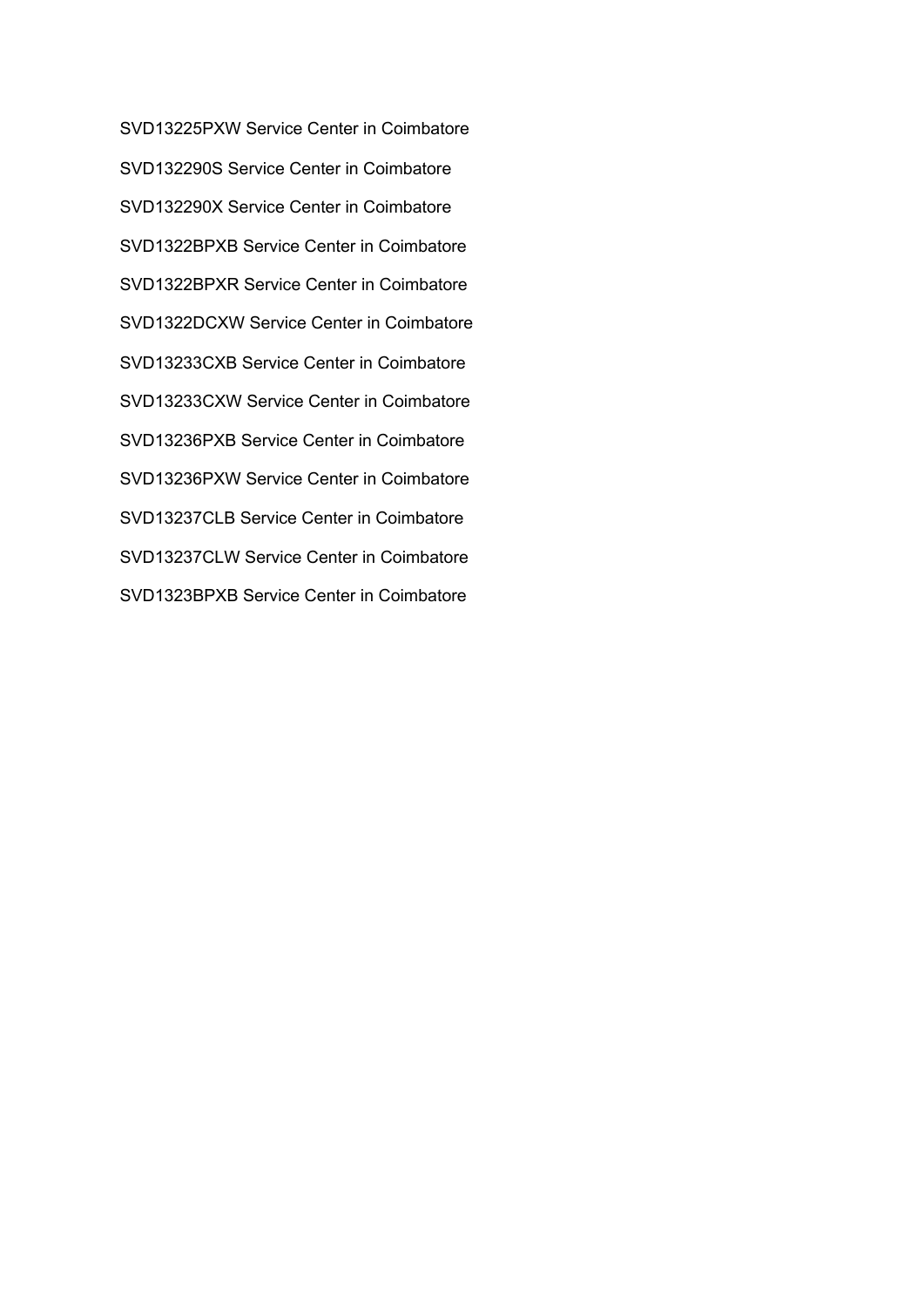SVD13225PXW Service Center in Coimbatore

SVD132290S Service Center in Coimbatore

SVD132290X Service Center in Coimbatore

SVD1322BPXB Service Center in Coimbatore

SVD1322BPXR Service Center in Coimbatore

SVD1322DCXW Service Center in Coimbatore

SVD13233CXB Service Center in Coimbatore

SVD13233CXW Service Center in Coimbatore

SVD13236PXB Service Center in Coimbatore

SVD13236PXW Service Center in Coimbatore

SVD13237CLB Service Center in Coimbatore

SVD13237CLW Service Center in Coimbatore

SVD1323BPXB Service Center in Coimbatore